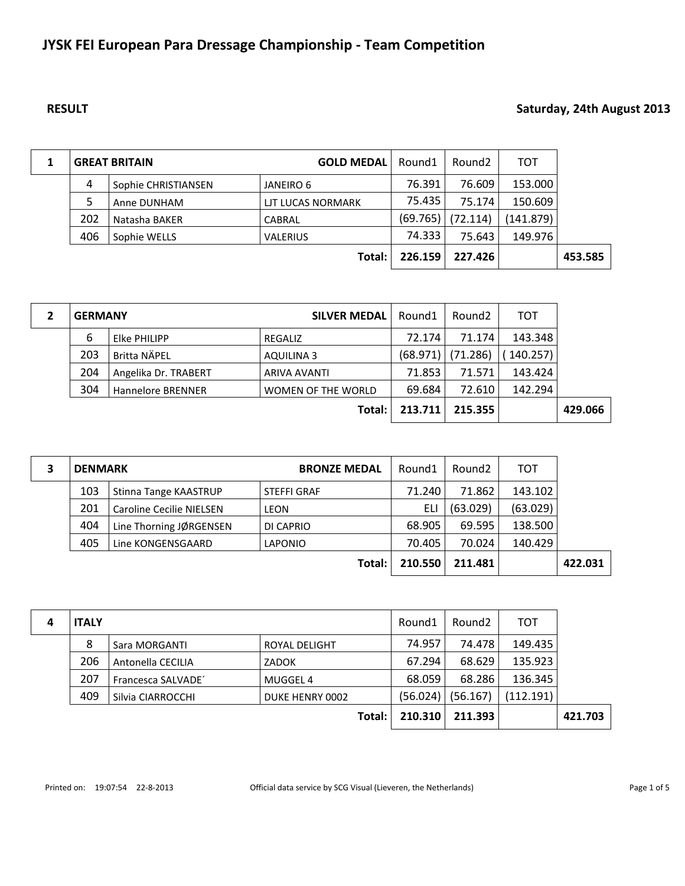# JYSK FEI European Para Dressage Championship - Team Competition

**RESULT** **Saturday, 24th August 2013**

| 1 | GREAT BRITAIN | | GOLD MEDAL | Round1 | Round2 | TOT | |
|---|---|---|---|---|---|---|---|
| | 4 | Sophie CHRISTIANSEN | JANEIRO 6 | 76.391 | 76.609 | 153.000 | |
| | 5 | Anne DUNHAM | LJT LUCAS NORMARK | 75.435 | 75.174 | 150.609 | |
| | 202 | Natasha BAKER | CABRAL | (69.765) | (72.114) | (141.879) | |
| | 406 | Sophie WELLS | VALERIUS | 74.333 | 75.643 | 149.976 | |
| | | | **Total:** | **226.159** | **227.426** | | **453.585** |

| 2 | GERMANY | | SILVER MEDAL | Round1 | Round2 | TOT | |
|---|---|---|---|---|---|---|---|
| | 6 | Elke PHILIPP | REGALIZ | 72.174 | 71.174 | 143.348 | |
| | 203 | Britta NÄPEL | AQUILINA 3 | (68.971) | (71.286) | ( 140.257) | |
| | 204 | Angelika Dr. TRABERT | ARIVA AVANTI | 71.853 | 71.571 | 143.424 | |
| | 304 | Hannelore BRENNER | WOMEN OF THE WORLD | 69.684 | 72.610 | 142.294 | |
| | | | **Total:** | **213.711** | **215.355** | | **429.066** |

| 3 | DENMARK | | BRONZE MEDAL | Round1 | Round2 | TOT | |
|---|---|---|---|---|---|---|---|
| | 103 | Stinna Tange KAASTRUP | STEFFI GRAF | 71.240 | 71.862 | 143.102 | |
| | 201 | Caroline Cecilie NIELSEN | LEON | ELI | (63.029) | (63.029) | |
| | 404 | Line Thorning JØRGENSEN | DI CAPRIO | 68.905 | 69.595 | 138.500 | |
| | 405 | Line KONGENSGAARD | LAPONIO | 70.405 | 70.024 | 140.429 | |
| | | | **Total:** | **210.550** | **211.481** | | **422.031** |

| 4 | ITALY | | | Round1 | Round2 | TOT | |
|---|---|---|---|---|---|---|---|
| | 8 | Sara MORGANTI | ROYAL DELIGHT | 74.957 | 74.478 | 149.435 | |
| | 206 | Antonella CECILIA | ZADOK | 67.294 | 68.629 | 135.923 | |
| | 207 | Francesca SALVADE´ | MUGGEL 4 | 68.059 | 68.286 | 136.345 | |
| | 409 | Silvia CIARROCCHI | DUKE HENRY 0002 | (56.024) | (56.167) | (112.191) | |
| | | | **Total:** | **210.310** | **211.393** | | **421.703** |

Printed on: 19:07:54 22-8-2013 Official data service by SCG Visual (Lieveren, the Netherlands)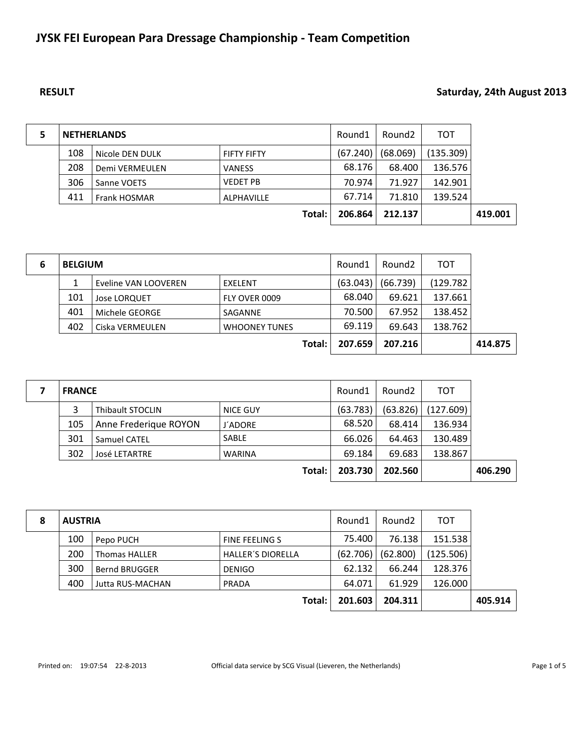# JYSK FEI European Para Dressage Championship - Team Competition

**RESULT** **Saturday, 24th August 2013**

| 5 | NETHERLANDS | | | Round1 | Round2 | TOT | |
|---|---|---|---|---|---|---|---|
| | 108 | Nicole DEN DULK | FIFTY FIFTY | (67.240) | (68.069) | (135.309) | |
| | 208 | Demi VERMEULEN | VANESS | 68.176 | 68.400 | 136.576 | |
| | 306 | Sanne VOETS | VEDET PB | 70.974 | 71.927 | 142.901 | |
| | 411 | Frank HOSMAR | ALPHAVILLE | 67.714 | 71.810 | 139.524 | |
| | | | **Total:** | **206.864** | **212.137** | | **419.001** |

| 6 | BELGIUM | | | Round1 | Round2 | TOT | |
|---|---|---|---|---|---|---|---|
| | 1 | Eveline VAN LOOVEREN | EXELENT | (63.043) | (66.739) | (129.782 | |
| | 101 | Jose LORQUET | FLY OVER 0009 | 68.040 | 69.621 | 137.661 | |
| | 401 | Michele GEORGE | SAGANNE | 70.500 | 67.952 | 138.452 | |
| | 402 | Ciska VERMEULEN | WHOONEY TUNES | 69.119 | 69.643 | 138.762 | |
| | | | **Total:** | **207.659** | **207.216** | | **414.875** |

| 7 | FRANCE | | | Round1 | Round2 | TOT | |
|---|---|---|---|---|---|---|---|
| | 3 | Thibault STOCLIN | NICE GUY | (63.783) | (63.826) | (127.609) | |
| | 105 | Anne Frederique ROYON | J´ADORE | 68.520 | 68.414 | 136.934 | |
| | 301 | Samuel CATEL | SABLE | 66.026 | 64.463 | 130.489 | |
| | 302 | José LETARTRE | WARINA | 69.184 | 69.683 | 138.867 | |
| | | | **Total:** | **203.730** | **202.560** | | **406.290** |

| 8 | AUSTRIA | | | Round1 | Round2 | TOT | |
|---|---|---|---|---|---|---|---|
| | 100 | Pepo PUCH | FINE FEELING S | 75.400 | 76.138 | 151.538 | |
| | 200 | Thomas HALLER | HALLER´S DIORELLA | (62.706) | (62.800) | (125.506) | |
| | 300 | Bernd BRUGGER | DENIGO | 62.132 | 66.244 | 128.376 | |
| | 400 | Jutta RUS-MACHAN | PRADA | 64.071 | 61.929 | 126.000 | |
| | | | **Total:** | **201.603** | **204.311** | | **405.914** |

Printed on: 19:07:54 22-8-2013 Official data service by SCG Visual (Lieveren, the Netherlands)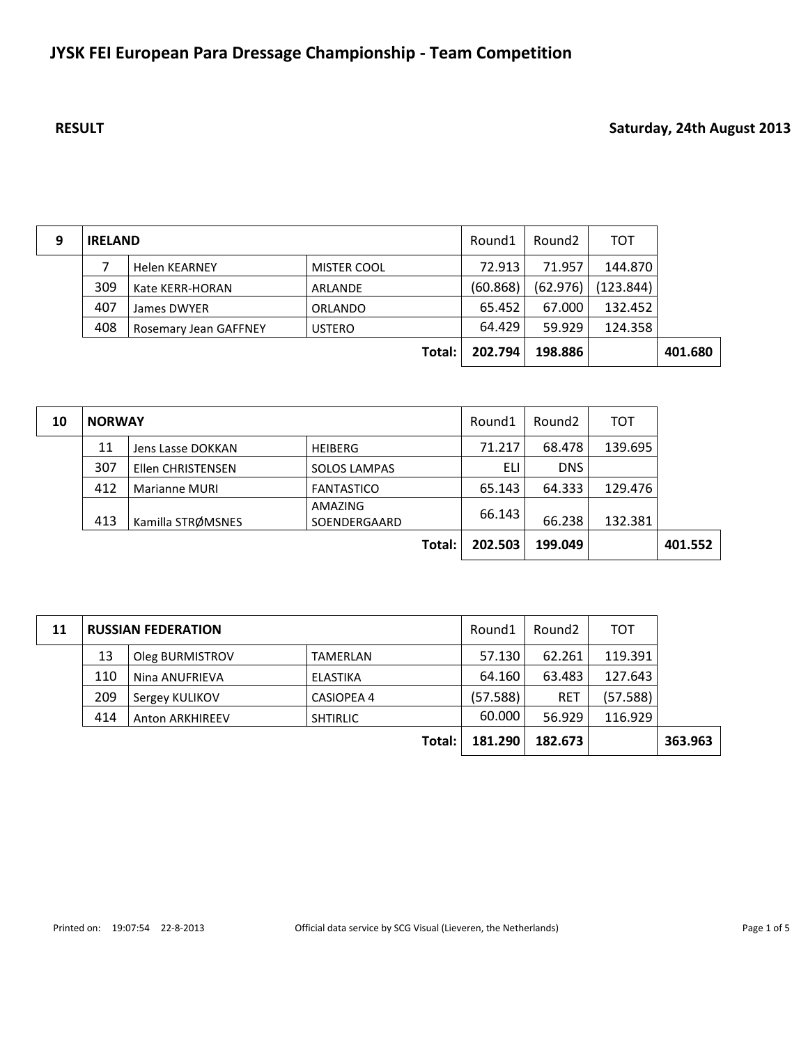# JYSK FEI European Para Dressage Championship - Team Competition

**RESULT** **Saturday, 24th August 2013**

| 9 | IRELAND | | Round1 | Round2 | TOT | |
|---|---|---|---|---|---|---|
| 7 | Helen KEARNEY | MISTER COOL | 72.913 | 71.957 | 144.870 | |
| 309 | Kate KERR-HORAN | ARLANDE | (60.868) | (62.976) | (123.844) | |
| 407 | James DWYER | ORLANDO | 65.452 | 67.000 | 132.452 | |
| 408 | Rosemary Jean GAFFNEY | USTERO | 64.429 | 59.929 | 124.358 | |
| | | **Total:** | **202.794** | **198.886** | | **401.680** |

| 10 | NORWAY | | Round1 | Round2 | TOT | |
|---|---|---|---|---|---|---|
| 11 | Jens Lasse DOKKAN | HEIBERG | 71.217 | 68.478 | 139.695 | |
| 307 | Ellen CHRISTENSEN | SOLOS LAMPAS | ELI | DNS | | |
| 412 | Marianne MURI | FANTASTICO | 65.143 | 64.333 | 129.476 | |
| 413 | Kamilla STRØMSNES | AMAZING SOENDERGAARD | 66.143 | 66.238 | 132.381 | |
| | | **Total:** | **202.503** | **199.049** | | **401.552** |

| 11 | RUSSIAN FEDERATION | | Round1 | Round2 | TOT | |
|---|---|---|---|---|---|---|
| 13 | Oleg BURMISTROV | TAMERLAN | 57.130 | 62.261 | 119.391 | |
| 110 | Nina ANUFRIEVA | ELASTIKA | 64.160 | 63.483 | 127.643 | |
| 209 | Sergey KULIKOV | CASIOPEA 4 | (57.588) | RET | (57.588) | |
| 414 | Anton ARKHIREEV | SHTIRLIC | 60.000 | 56.929 | 116.929 | |
| | | **Total:** | **181.290** | **182.673** | | **363.963** |

Printed on: 19:07:54 22-8-2013 Official data service by SCG Visual (Lieveren, the Netherlands)